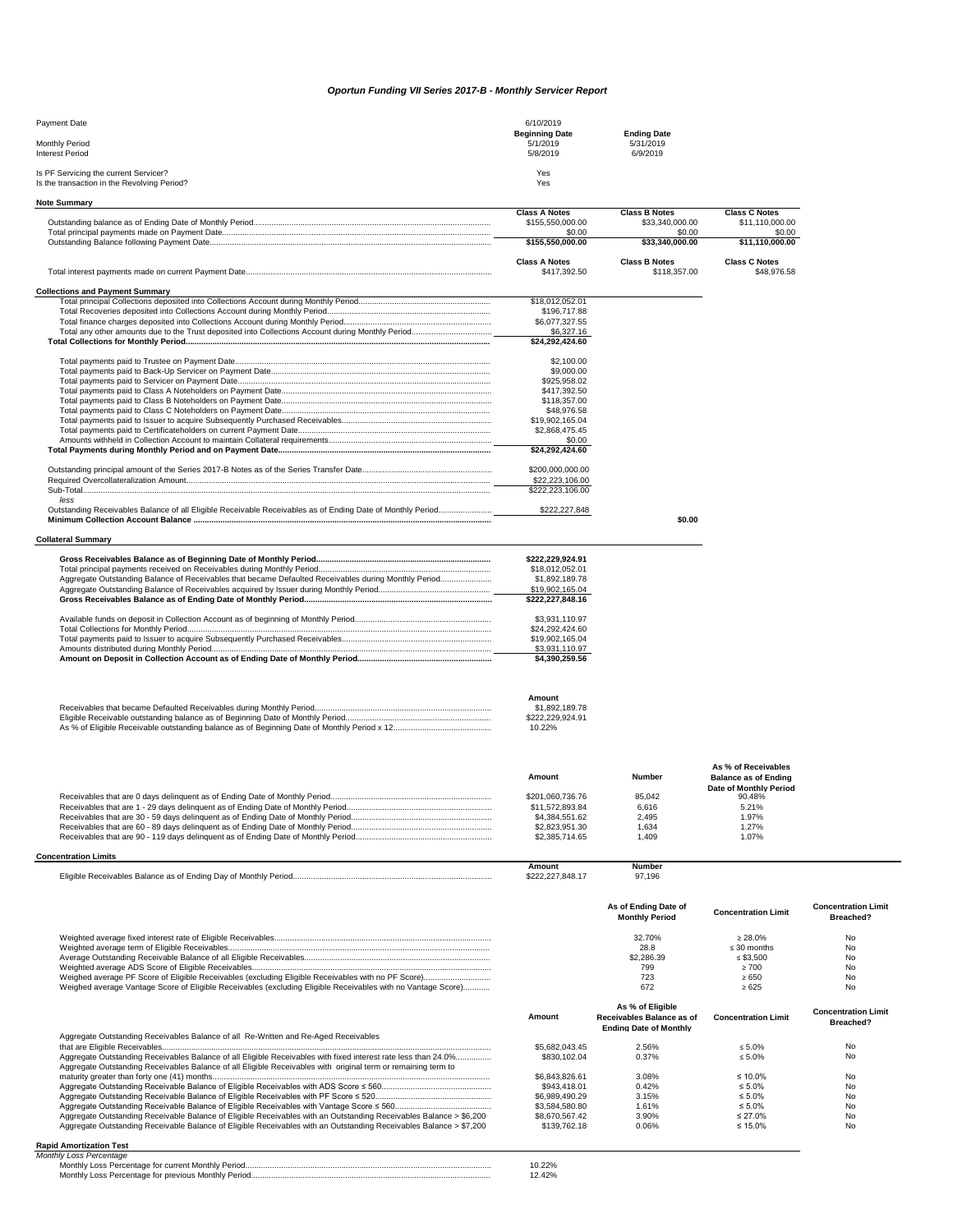# *Oportun Funding VII Series 2017-B - Monthly Servicer Report*

| | | | |
|---|---|---|---|
| Payment Date | 6/10/2019 | | |
| | **Beginning Date** | **Ending Date** | |
| Monthly Period | 5/1/2019 | 5/31/2019 | |
| Interest Period | 5/8/2019 | 6/9/2019 | |
| Is PF Servicing the current Servicer? | Yes | | |
| Is the transaction in the Revolving Period? | Yes | | |

**Note Summary**

| | Class A Notes | Class B Notes | Class C Notes |
|---|---|---|---|
| Outstanding balance as of Ending Date of Monthly Period | $155,550,000.00 | $33,340,000.00 | $11,110,000.00 |
| Total principal payments made on Payment Date | $0.00 | $0.00 | $0.00 |
| Outstanding Balance following Payment Date | **$155,550,000.00** | **$33,340,000.00** | **$11,110,000.00** |

| | Class A Notes | Class B Notes | Class C Notes |
|---|---|---|---|
| Total interest payments made on current Payment Date | $417,392.50 | $118,357.00 | $48,976.58 |

**Collections and Payment Summary**

| | | |
|---|---|---|
| Total principal Collections deposited into Collections Account during Monthly Period | $18,012,052.01 | |
| Total Recoveries deposited into Collections Account during Monthly Period | $196,717.88 | |
| Total finance charges deposited into Collections Account during Monthly Period | $6,077,327.55 | |
| Total any other amounts due to the Trust deposited into Collections Account during Monthly Period | $6,327.16 | |
| **Total Collections for Monthly Period** | **$24,292,424.60** | |
| Total payments paid to Trustee on Payment Date | $2,100.00 | |
| Total payments paid to Back-Up Servicer on Payment Date | $9,000.00 | |
| Total payments paid to Servicer on Payment Date | $925,958.02 | |
| Total payments paid to Class A Noteholders on Payment Date | $417,392.50 | |
| Total payments paid to Class B Noteholders on Payment Date | $118,357.00 | |
| Total payments paid to Class C Noteholders on Payment Date | $48,976.58 | |
| Total payments paid to Issuer to acquire Subsequently Purchased Receivables | $19,902,165.04 | |
| Total payments paid to Certificateholders on current Payment Date | $2,868,475.45 | |
| Amounts withheld in Collection Account to maintain Collateral requirements | $0.00 | |
| **Total Payments during Monthly Period and on Payment Date** | **$24,292,424.60** | |
| Outstanding principal amount of the Series 2017-B Notes as of the Series Transfer Date | $200,000,000.00 | |
| Required Overcollateralization Amount | $22,223,106.00 | |
| Sub-Total | $222,223,106.00 | |
| *less* | | |
| Outstanding Receivables Balance of all Eligible Receivable Receivables as of Ending Date of Monthly Period | $222,227,848 | |
| **Minimum Collection Account Balance** | | **$0.00** |

**Collateral Summary**

| | |
|---|---|
| **Gross Receivables Balance as of Beginning Date of Monthly Period** | **$222,229,924.91** |
| Total principal payments received on Receivables during Monthly Period | $18,012,052.01 |
| Aggregate Outstanding Balance of Receivables that became Defaulted Receivables during Monthly Period | $1,892,189.78 |
| Aggregate Outstanding Balance of Receivables acquired by Issuer during Monthly Period | $19,902,165.04 |
| **Gross Receivables Balance as of Ending Date of Monthly Period** | **$222,227,848.16** |
| Available funds on deposit in Collection Account as of beginning of Monthly Period | $3,931,110.97 |
| Total Collections for Monthly Period | $24,292,424.60 |
| Total payments paid to Issuer to acquire Subsequently Purchased Receivables | $19,902,165.04 |
| Amounts distributed during Monthly Period | $3,931,110.97 |
| **Amount on Deposit in Collection Account as of Ending Date of Monthly Period** | **$4,390,259.56** |

| | Amount |
|---|---|
| Receivables that became Defaulted Receivables during Monthly Period | $1,892,189.78 |
| Eligible Receivable outstanding balance as of Beginning Date of Monthly Period | $222,229,924.91 |
| As % of Eligible Receivable outstanding balance as of Beginning Date of Monthly Period x 12 | 10.22% |

| | Amount | Number | As % of Receivables Balance as of Ending Date of Monthly Period |
|---|---|---|---|
| Receivables that are 0 days delinquent as of Ending Date of Monthly Period | $201,060,736.76 | 85,042 | 90.48% |
| Receivables that are 1 - 29 days delinquent as of Ending Date of Monthly Period | $11,572,893.84 | 6,616 | 5.21% |
| Receivables that are 30 - 59 days delinquent as of Ending Date of Monthly Period | $4,384,551.62 | 2,495 | 1.97% |
| Receivables that are 60 - 89 days delinquent as of Ending Date of Monthly Period | $2,823,951.30 | 1,634 | 1.27% |
| Receivables that are 90 - 119 days delinquent as of Ending Date of Monthly Period | $2,385,714.65 | 1,409 | 1.07% |

**Concentration Limits**

| | Amount | Number |
|---|---|---|
| Eligible Receivables Balance as of Ending Day of Monthly Period | $222,227,848.17 | 97,196 |

| | As of Ending Date of Monthly Period | Concentration Limit | Concentration Limit Breached? |
|---|---|---|---|
| Weighted average fixed interest rate of Eligible Receivables | 32.70% | ≥ 28.0% | No |
| Weighted average term of Eligible Receivables | 28.8 | ≤ 30 months | No |
| Average Outstanding Receivable Balance of all Eligible Receivables | $2,286.39 | ≤ $3,500 | No |
| Average ADS Score of Eligible Receivables | 799 | ≥ 700 | No |
| Weighed average PF Score of Eligible Receivables (excluding Eligible Receivables with no PF Score) | 723 | ≥ 650 | No |
| Weighed average Vantage Score of Eligible Receivables (excluding Eligible Receivables with no Vantage Score) | 672 | ≥ 625 | No |

| | Amount | As % of Eligible Receivables Balance as of Ending Date of Monthly | Concentration Limit | Concentration Limit Breached? |
|---|---|---|---|---|
| Aggregate Outstanding Receivables Balance of all Re-Written and Re-Aged Receivables that are Eligible Receivables | $5,682,043.45 | 2.56% | ≤ 5.0% | No |
| Aggregate Outstanding Receivables Balance of all Eligible Receivables with fixed interest rate less than 24.0% | $830,102.04 | 0.37% | ≤ 5.0% | No |
| Aggregate Outstanding Receivables Balance of all Eligible Receivables with original term or remaining term to maturity greater than forty one (41) months | $6,843,826.61 | 3.08% | ≤ 10.0% | No |
| Aggregate Outstanding Receivable Balance of Eligible Receivables with ADS Score ≤ 560 | $943,418.01 | 0.42% | ≤ 5.0% | No |
| Aggregate Outstanding Receivable Balance of Eligible Receivables with PF Score ≤ 520 | $6,989,490.29 | 3.15% | ≤ 5.0% | No |
| Aggregate Outstanding Receivable Balance of Eligible Receivables with Vantage Score ≤ 560 | $3,584,580.80 | 1.61% | ≤ 5.0% | No |
| Aggregate Outstanding Receivable Balance of Eligible Receivables with an Outstanding Receivables Balance > $6,200 | $8,670,567.42 | 3.90% | ≤ 27.0% | No |
| Aggregate Outstanding Receivable Balance of Eligible Receivables with an Outstanding Receivables Balance > $7,200 | $139,762.18 | 0.06% | ≤ 15.0% | No |

**Rapid Amortization Test**

*Monthly Loss Percentage*

| | |
|---|---|
| Monthly Loss Percentage for current Monthly Period | 10.22% |
| Monthly Loss Percentage for previous Monthly Period | 12.42% |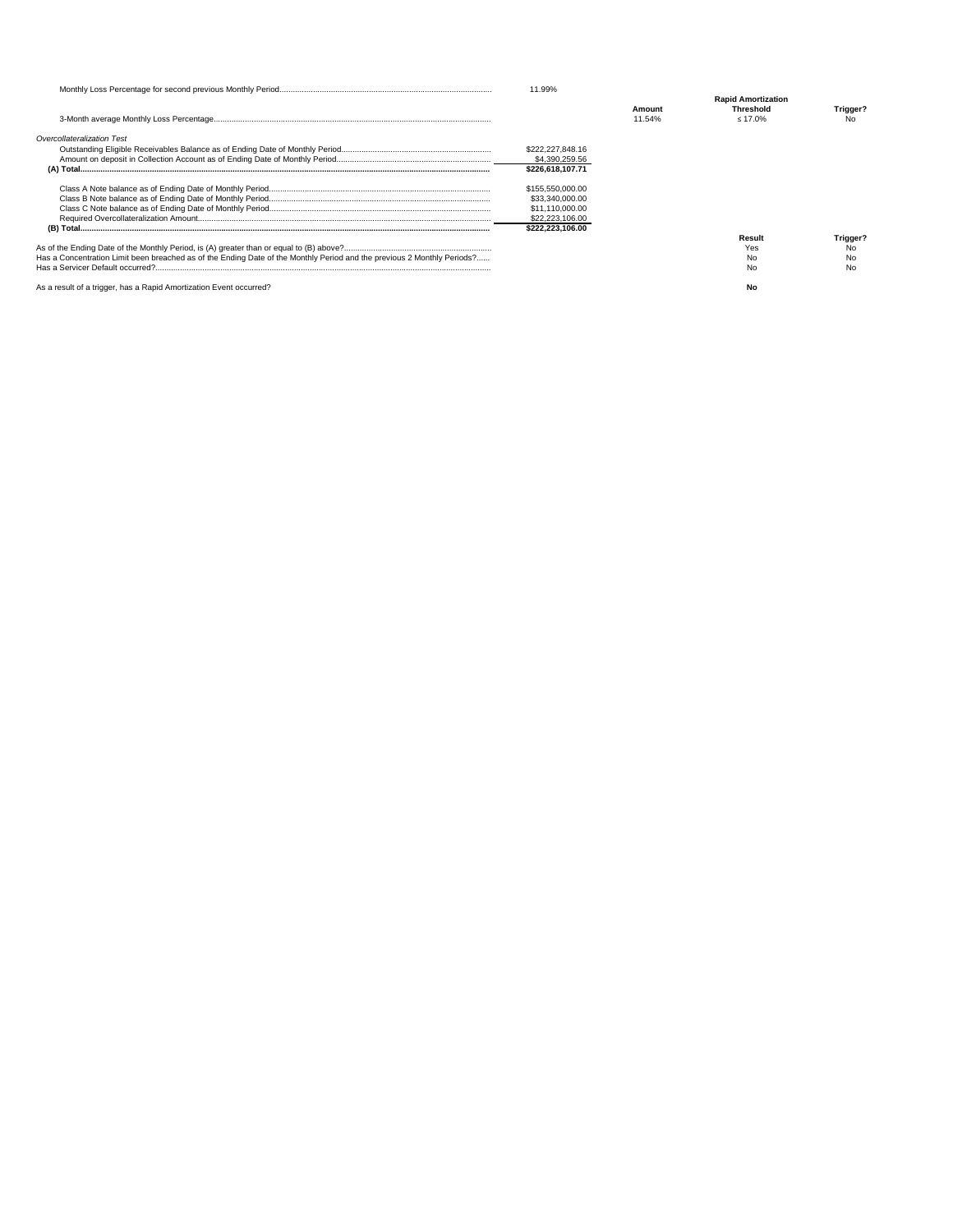| | | | | |
|---|---|---|---|---|
| Monthly Loss Percentage for second previous Monthly Period | 11.99% | | | |
| | | Amount | Rapid Amortization Threshold | Trigger? |
| 3-Month average Monthly Loss Percentage | | 11.54% | ≤ 17.0% | No |

*Overcollateralization Test*

| | |
|---|---|
| Outstanding Eligible Receivables Balance as of Ending Date of Monthly Period | $222,227,848.16 |
| Amount on deposit in Collection Account as of Ending Date of Monthly Period | $4,390,259.56 |
| **(A) Total** | **$226,618,107.71** |
| Class A Note balance as of Ending Date of Monthly Period | $155,550,000.00 |
| Class B Note balance as of Ending Date of Monthly Period | $33,340,000.00 |
| Class C Note balance as of Ending Date of Monthly Period | $11,110,000.00 |
| Required Overcollateralization Amount | $22,223,106.00 |
| **(B) Total** | **$222,223,106.00** |

| | Result | Trigger? |
|---|---|---|
| As of the Ending Date of the Monthly Period, is (A) greater than or equal to (B) above? | Yes | No |
| Has a Concentration Limit been breached as of the Ending Date of the Monthly Period and the previous 2 Monthly Periods? | No | No |
| Has a Servicer Default occurred? | No | No |
| As a result of a trigger, has a Rapid Amortization Event occurred? | **No** | |